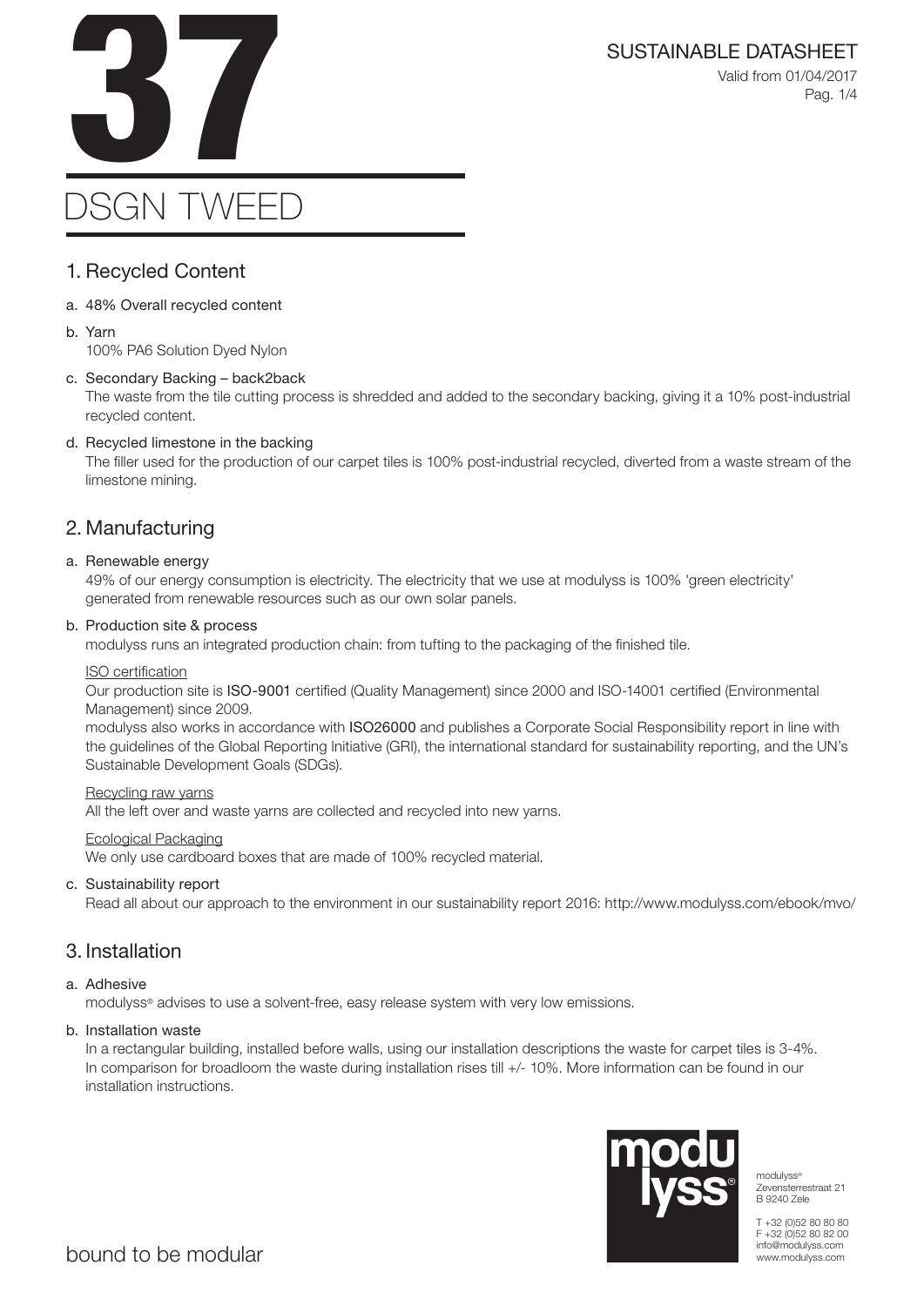# 37

# DSGN TWEED

SUSTAINABLE DATASHEET

Valid from 01/04/2017

## 1. Recycled Content

a. 48% Overall recycled content

b. Yarn
   100% PA6 Solution Dyed Nylon

c. Secondary Backing – back2back
   The waste from the tile cutting process is shredded and added to the secondary backing, giving it a 10% post-industrial recycled content.

d. Recycled limestone in the backing
   The filler used for the production of our carpet tiles is 100% post-industrial recycled, diverted from a waste stream of the limestone mining.

## 2. Manufacturing

a. Renewable energy
   49% of our energy consumption is electricity. The electricity that we use at modulyss is 100% 'green electricity' generated from renewable resources such as our own solar panels.

b. Production site & process
   modulyss runs an integrated production chain: from tufting to the packaging of the finished tile.

   ISO certification
   Our production site is **ISO-9001** certified (Quality Management) since 2000 and ISO-14001 certified (Environmental Management) since 2009.
   modulyss also works in accordance with **ISO26000** and publishes a Corporate Social Responsibility report in line with the guidelines of the Global Reporting Initiative (GRI), the international standard for sustainability reporting, and the UN's Sustainable Development Goals (SDGs).

   Recycling raw yarns
   All the left over and waste yarns are collected and recycled into new yarns.

   Ecological Packaging
   We only use cardboard boxes that are made of 100% recycled material.

c. Sustainability report
   Read all about our approach to the environment in our sustainability report 2016: http://www.modulyss.com/ebook/mvo/

## 3. Installation

a. Adhesive
   modulyss® advises to use a solvent-free, easy release system with very low emissions.

b. Installation waste
   In a rectangular building, installed before walls, using our installation descriptions the waste for carpet tiles is 3-4%. In comparison for broadloom the waste during installation rises till +/- 10%. More information can be found in our installation instructions.

modulyss®
Zevensterrestraat 21
B 9240 Zele

T +32 (0)52 80 80 80
F +32 (0)52 80 82 00
info@modulyss.com
www.modulyss.com

bound to be modular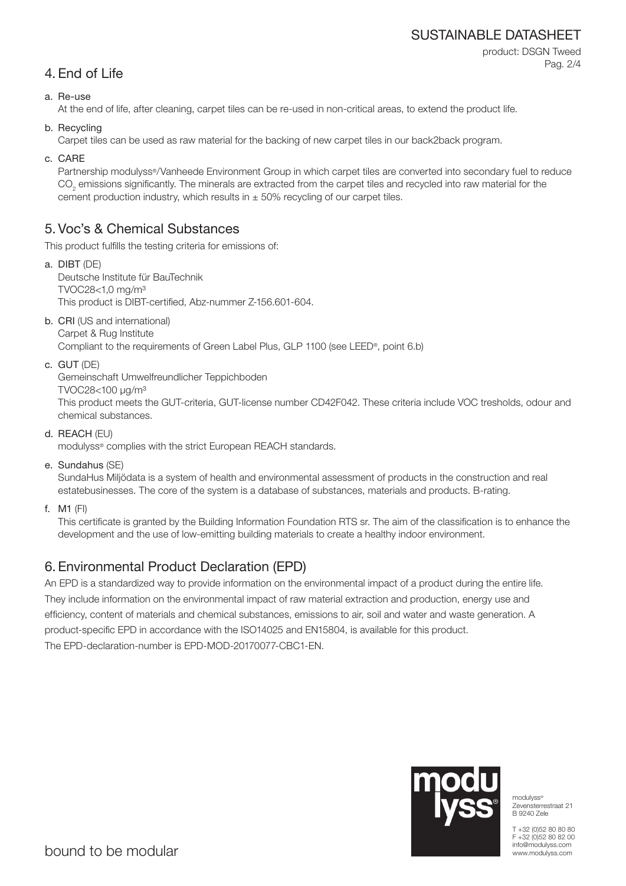## 4. End of Life

a. Re-use
   At the end of life, after cleaning, carpet tiles can be re-used in non-critical areas, to extend the product life.

b. Recycling
   Carpet tiles can be used as raw material for the backing of new carpet tiles in our back2back program.

c. CARE
   Partnership modulyss®/Vanheede Environment Group in which carpet tiles are converted into secondary fuel to reduce $CO_2$ emissions significantly. The minerals are extracted from the carpet tiles and recycled into raw material for the cement production industry, which results in ± 50% recycling of our carpet tiles.

## 5. Voc's & Chemical Substances

This product fulfills the testing criteria for emissions of:

a. **DIBT** (DE)
   Deutsche Institute für BauTechnik
   TVOC28<1,0 mg/m³
   This product is DIBT-certified, Abz-nummer Z-156.601-604.

b. **CRI** (US and international)
   Carpet & Rug Institute
   Compliant to the requirements of Green Label Plus, GLP 1100 (see LEED®, point 6.b)

c. **GUT** (DE)
   Gemeinschaft Umwelfreundlicher Teppichboden
   TVOC28<100 µg/m³
   This product meets the GUT-criteria, GUT-license number CD42F042. These criteria include VOC tresholds, odour and chemical substances.

d. **REACH** (EU)
   modulyss® complies with the strict European REACH standards.

e. **Sundahus** (SE)
   SundaHus Miljödata is a system of health and environmental assessment of products in the construction and real estatebusinesses. The core of the system is a database of substances, materials and products. B-rating.

f. **M1** (FI)
   This certificate is granted by the Building Information Foundation RTS sr. The aim of the classification is to enhance the development and the use of low-emitting building materials to create a healthy indoor environment.

## 6. Environmental Product Declaration (EPD)

An EPD is a standardized way to provide information on the environmental impact of a product during the entire life. They include information on the environmental impact of raw material extraction and production, energy use and efficiency, content of materials and chemical substances, emissions to air, soil and water and waste generation. A product-specific EPD in accordance with the ISO14025 and EN15804, is available for this product.
The EPD-declaration-number is EPD-MOD-20170077-CBC1-EN.

modulyss®
Zevensterrestraat 21
B 9240 Zele

T +32 (0)52 80 80 80
F +32 (0)52 80 82 00
info@modulyss.com
www.modulyss.com

bound to be modular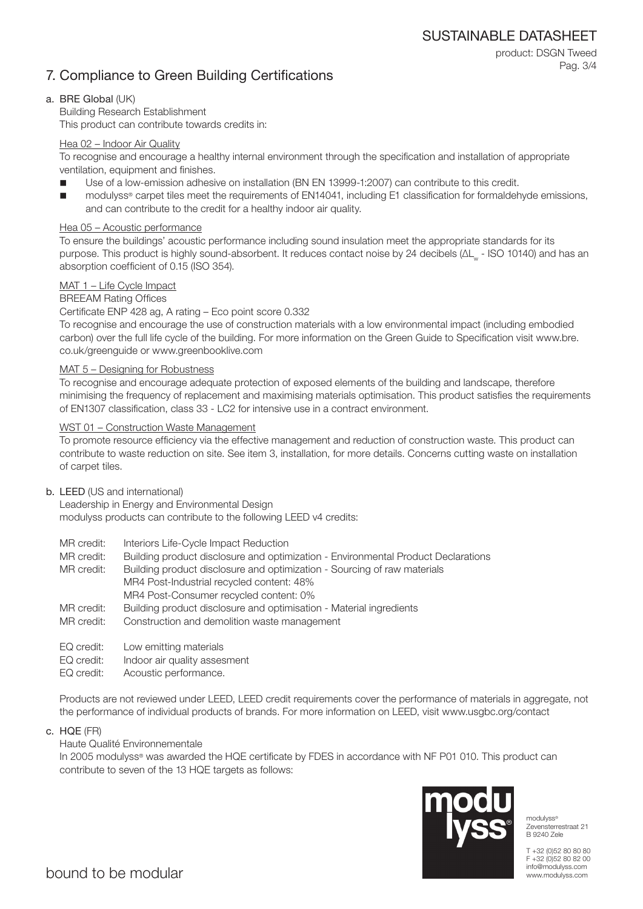## 7. Compliance to Green Building Certifications

a. **BRE Global** (UK)

Building Research Establishment

This product can contribute towards credits in:

Hea 02 – Indoor Air Quality

To recognise and encourage a healthy internal environment through the specification and installation of appropriate ventilation, equipment and finishes.

- Use of a low-emission adhesive on installation (BN EN 13999-1:2007) can contribute to this credit.
- modulyss® carpet tiles meet the requirements of EN14041, including E1 classification for formaldehyde emissions, and can contribute to the credit for a healthy indoor air quality.

Hea 05 – Acoustic performance

To ensure the buildings' acoustic performance including sound insulation meet the appropriate standards for its purpose. This product is highly sound-absorbent. It reduces contact noise by 24 decibels ($\Delta L_w$ - ISO 10140) and has an absorption coefficient of 0.15 (ISO 354).

MAT 1 – Life Cycle Impact

BREEAM Rating Offices

Certificate ENP 428 ag, A rating – Eco point score 0.332

To recognise and encourage the use of construction materials with a low environmental impact (including embodied carbon) over the full life cycle of the building. For more information on the Green Guide to Specification visit www.bre.co.uk/greenguide or www.greenbooklive.com

MAT 5 – Designing for Robustness

To recognise and encourage adequate protection of exposed elements of the building and landscape, therefore minimising the frequency of replacement and maximising materials optimisation. This product satisfies the requirements of EN1307 classification, class 33 - LC2 for intensive use in a contract environment.

WST 01 – Construction Waste Management

To promote resource efficiency via the effective management and reduction of construction waste. This product can contribute to waste reduction on site. See item 3, installation, for more details. Concerns cutting waste on installation of carpet tiles.

b. **LEED** (US and international)

Leadership in Energy and Environmental Design

modulyss products can contribute to the following LEED v4 credits:

MR credit: Interiors Life-Cycle Impact Reduction
MR credit: Building product disclosure and optimization - Environmental Product Declarations
MR credit: Building product disclosure and optimization - Sourcing of raw materials
MR4 Post-Industrial recycled content: 48%
MR4 Post-Consumer recycled content: 0%
MR credit: Building product disclosure and optimisation - Material ingredients
MR credit: Construction and demolition waste management

EQ credit: Low emitting materials
EQ credit: Indoor air quality assesment
EQ credit: Acoustic performance.

Products are not reviewed under LEED, LEED credit requirements cover the performance of materials in aggregate, not the performance of individual products of brands. For more information on LEED, visit www.usgbc.org/contact

c. **HQE** (FR)

Haute Qualité Environnementale

In 2005 modulyss® was awarded the HQE certificate by FDES in accordance with NF P01 010. This product can contribute to seven of the 13 HQE targets as follows: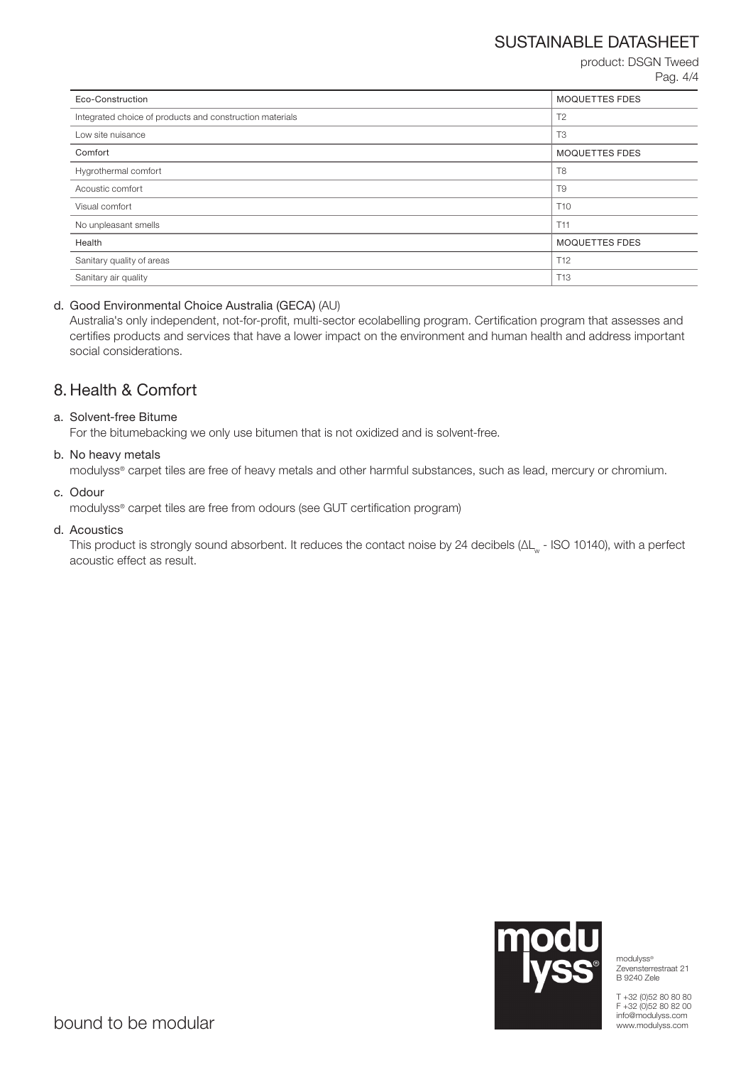| | |
|---|---|
| Eco-Construction | MOQUETTES FDES |
| Integrated choice of products and construction materials | T2 |
| Low site nuisance | T3 |
| Comfort | MOQUETTES FDES |
| Hygrothermal comfort | T8 |
| Acoustic comfort | T9 |
| Visual comfort | T10 |
| No unpleasant smells | T11 |
| Health | MOQUETTES FDES |
| Sanitary quality of areas | T12 |
| Sanitary air quality | T13 |

d. Good Environmental Choice Australia (GECA) (AU)
Australia's only independent, not-for-profit, multi-sector ecolabelling program. Certification program that assesses and certifies products and services that have a lower impact on the environment and human health and address important social considerations.

## 8. Health & Comfort

a. Solvent-free Bitume
For the bitumebacking we only use bitumen that is not oxidized and is solvent-free.

b. No heavy metals
modulyss® carpet tiles are free of heavy metals and other harmful substances, such as lead, mercury or chromium.

c. Odour
modulyss® carpet tiles are free from odours (see GUT certification program)

d. Acoustics
This product is strongly sound absorbent. It reduces the contact noise by 24 decibels ($\Delta L_w$ - ISO 10140), with a perfect acoustic effect as result.

bound to be modular

modulyss®
Zevensterrestraat 21
B 9240 Zele

T +32 (0)52 80 80 80
F +32 (0)52 80 82 00
info@modulyss.com
www.modulyss.com